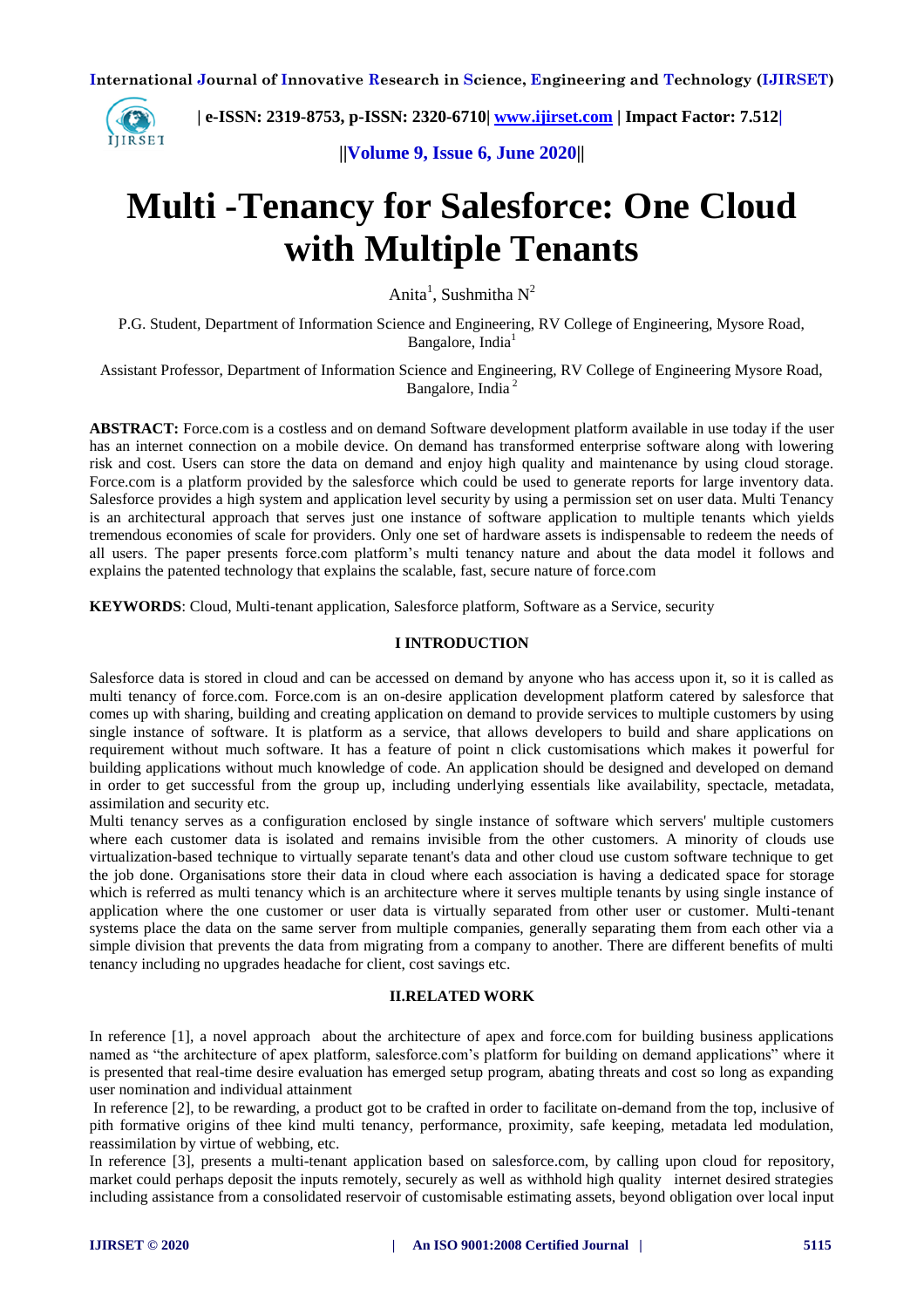# Multi -Tenancy for Salesforce: One Cloud with Multiple Tenants

Anita[1], Sushmitha N[2]

P.G. Student, Department of Information Science and Engineering, RV College of Engineering, Mysore Road, Bangalore, India[1]

Assistant Professor, Department of Information Science and Engineering, RV College of Engineering Mysore Road, Bangalore, India [2]

**ABSTRACT:** Force.com is a costless and on demand Software development platform available in use today if the user has an internet connection on a mobile device. On demand has transformed enterprise software along with lowering risk and cost. Users can store the data on demand and enjoy high quality and maintenance by using cloud storage. Force.com is a platform provided by the salesforce which could be used to generate reports for large inventory data. Salesforce provides a high system and application level security by using a permission set on user data. Multi Tenancy is an architectural approach that serves just one instance of software application to multiple tenants which yields tremendous economies of scale for providers. Only one set of hardware assets is indispensable to redeem the needs of all users. The paper presents force.com platform's multi tenancy nature and about the data model it follows and explains the patented technology that explains the scalable, fast, secure nature of force.com

**KEYWORDS**: Cloud, Multi-tenant application, Salesforce platform, Software as a Service, security

## I INTRODUCTION

Salesforce data is stored in cloud and can be accessed on demand by anyone who has access upon it, so it is called as multi tenancy of force.com. Force.com is an on-desire application development platform catered by salesforce that comes up with sharing, building and creating application on demand to provide services to multiple customers by using single instance of software. It is platform as a service, that allows developers to build and share applications on requirement without much software. It has a feature of point n click customisations which makes it powerful for building applications without much knowledge of code. An application should be designed and developed on demand in order to get successful from the group up, including underlying essentials like availability, spectacle, metadata, assimilation and security etc.

Multi tenancy serves as a configuration enclosed by single instance of software which servers' multiple customers where each customer data is isolated and remains invisible from the other customers. A minority of clouds use virtualization-based technique to virtually separate tenant's data and other cloud use custom software technique to get the job done. Organisations store their data in cloud where each association is having a dedicated space for storage which is referred as multi tenancy which is an architecture where it serves multiple tenants by using single instance of application where the one customer or user data is virtually separated from other user or customer. Multi-tenant systems place the data on the same server from multiple companies, generally separating them from each other via a simple division that prevents the data from migrating from a company to another. There are different benefits of multi tenancy including no upgrades headache for client, cost savings etc.

## II.RELATED WORK

In reference [1], a novel approach about the architecture of apex and force.com for building business applications named as "the architecture of apex platform, salesforce.com's platform for building on demand applications" where it is presented that real-time desire evaluation has emerged setup program, abating threats and cost so long as expanding user nomination and individual attainment

In reference [2], to be rewarding, a product got to be crafted in order to facilitate on-demand from the top, inclusive of pith formative origins of thee kind multi tenancy, performance, proximity, safe keeping, metadata led modulation, reassimilation by virtue of webbing, etc.

In reference [3], presents a multi-tenant application based on salesforce.com, by calling upon cloud for repository, market could perhaps deposit the inputs remotely, securely as well as withhold high quality internet desired strategies including assistance from a consolidated reservoir of customisable estimating assets, beyond obligation over local input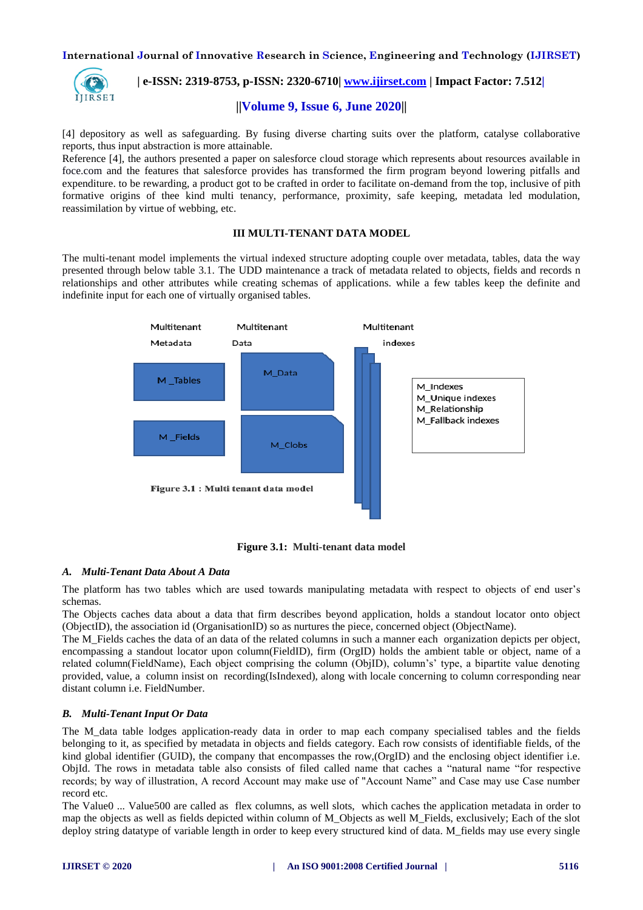[4] depository as well as safeguarding. By fusing diverse charting suits over the platform, catalyse collaborative reports, thus input abstraction is more attainable.

Reference [4], the authors presented a paper on salesforce cloud storage which represents about resources available in foce.com and the features that salesforce provides has transformed the firm program beyond lowering pitfalls and expenditure. to be rewarding, a product got to be crafted in order to facilitate on-demand from the top, inclusive of pith formative origins of thee kind multi tenancy, performance, proximity, safe keeping, metadata led modulation, reassimilation by virtue of webbing, etc.

## III MULTI-TENANT DATA MODEL

The multi-tenant model implements the virtual indexed structure adopting couple over metadata, tables, data the way presented through below table 3.1. The UDD maintenance a track of metadata related to objects, fields and records n relationships and other attributes while creating schemas of applications. while a few tables keep the definite and indefinite input for each one of virtually organised tables.

**Figure 3.1: Multi-tenant data model**

### *A. Multi-Tenant Data About A Data*

The platform has two tables which are used towards manipulating metadata with respect to objects of end user's schemas.

The Objects caches data about a data that firm describes beyond application, holds a standout locator onto object (ObjectID), the association id (OrganisationID) so as nurtures the piece, concerned object (ObjectName).

The M_Fields caches the data of an data of the related columns in such a manner each organization depicts per object, encompassing a standout locator upon column(FieldID), firm (OrgID) holds the ambient table or object, name of a related column(FieldName), Each object comprising the column (ObjID), column's' type, a bipartite value denoting provided, value, a column insist on recording(IsIndexed), along with locale concerning to column corresponding near distant column i.e. FieldNumber.

### *B. Multi-Tenant Input Or Data*

The M_data table lodges application-ready data in order to map each company specialised tables and the fields belonging to it, as specified by metadata in objects and fields category. Each row consists of identifiable fields, of the kind global identifier (GUID), the company that encompasses the row,(OrgID) and the enclosing object identifier i.e. ObjId. The rows in metadata table also consists of filed called name that caches a "natural name "for respective records; by way of illustration, A record Account may make use of "Account Name" and Case may use Case number record etc.

The Value0 ... Value500 are called as flex columns, as well slots, which caches the application metadata in order to map the objects as well as fields depicted within column of M_Objects as well M_Fields, exclusively; Each of the slot deploy string datatype of variable length in order to keep every structured kind of data. M_fields may use every single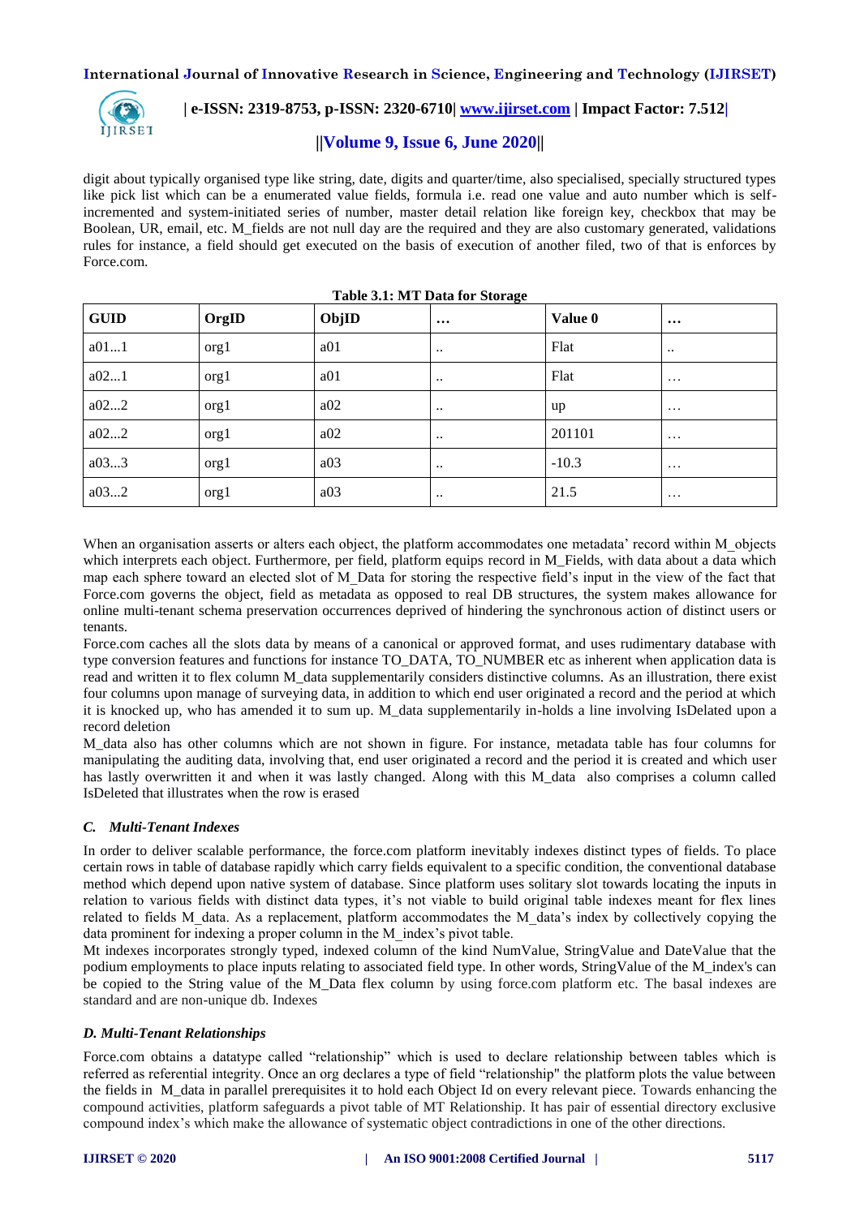digit about typically organised type like string, date, digits and quarter/time, also specialised, specially structured types like pick list which can be a enumerated value fields, formula i.e. read one value and auto number which is self-incremented and system-initiated series of number, master detail relation like foreign key, checkbox that may be Boolean, UR, email, etc. M_fields are not null day are the required and they are also customary generated, validations rules for instance, a field should get executed on the basis of execution of another filed, two of that is enforces by Force.com.

**Table 3.1: MT Data for Storage**

| GUID | OrgID | ObjID | … | Value 0 | … |
|---|---|---|---|---|---|
| a01…1 | org1 | a01 | .. | Flat | .. |
| a02…1 | org1 | a01 | .. | Flat | … |
| a02…2 | org1 | a02 | .. | up | … |
| a02…2 | org1 | a02 | .. | 201101 | … |
| a03…3 | org1 | a03 | .. | -10.3 | … |
| a03…2 | org1 | a03 | .. | 21.5 | … |

When an organisation asserts or alters each object, the platform accommodates one metadata' record within M_objects which interprets each object. Furthermore, per field, platform equips record in M_Fields, with data about a data which map each sphere toward an elected slot of M_Data for storing the respective field's input in the view of the fact that Force.com governs the object, field as metadata as opposed to real DB structures, the system makes allowance for online multi-tenant schema preservation occurrences deprived of hindering the synchronous action of distinct users or tenants.

Force.com caches all the slots data by means of a canonical or approved format, and uses rudimentary database with type conversion features and functions for instance TO_DATA, TO_NUMBER etc as inherent when application data is read and written it to flex column M_data supplementarily considers distinctive columns. As an illustration, there exist four columns upon manage of surveying data, in addition to which end user originated a record and the period at which it is knocked up, who has amended it to sum up. M_data supplementarily in-holds a line involving IsDelated upon a record deletion

M_data also has other columns which are not shown in figure. For instance, metadata table has four columns for manipulating the auditing data, involving that, end user originated a record and the period it is created and which user has lastly overwritten it and when it was lastly changed. Along with this M_data also comprises a column called IsDeleted that illustrates when the row is erased

### *C. Multi-Tenant Indexes*

In order to deliver scalable performance, the force.com platform inevitably indexes distinct types of fields. To place certain rows in table of database rapidly which carry fields equivalent to a specific condition, the conventional database method which depend upon native system of database. Since platform uses solitary slot towards locating the inputs in relation to various fields with distinct data types, it's not viable to build original table indexes meant for flex lines related to fields M_data. As a replacement, platform accommodates the M_data's index by collectively copying the data prominent for indexing a proper column in the M_index's pivot table.

Mt indexes incorporates strongly typed, indexed column of the kind NumValue, StringValue and DateValue that the podium employments to place inputs relating to associated field type. In other words, StringValue of the M_index's can be copied to the String value of the M_Data flex column by using force.com platform etc. The basal indexes are standard and are non-unique db. Indexes

### *D. Multi-Tenant Relationships*

Force.com obtains a datatype called "relationship" which is used to declare relationship between tables which is referred as referential integrity. Once an org declares a type of field "relationship" the platform plots the value between the fields in M_data in parallel prerequisites it to hold each Object Id on every relevant piece. Towards enhancing the compound activities, platform safeguards a pivot table of MT Relationship. It has pair of essential directory exclusive compound index's which make the allowance of systematic object contradictions in one of the other directions.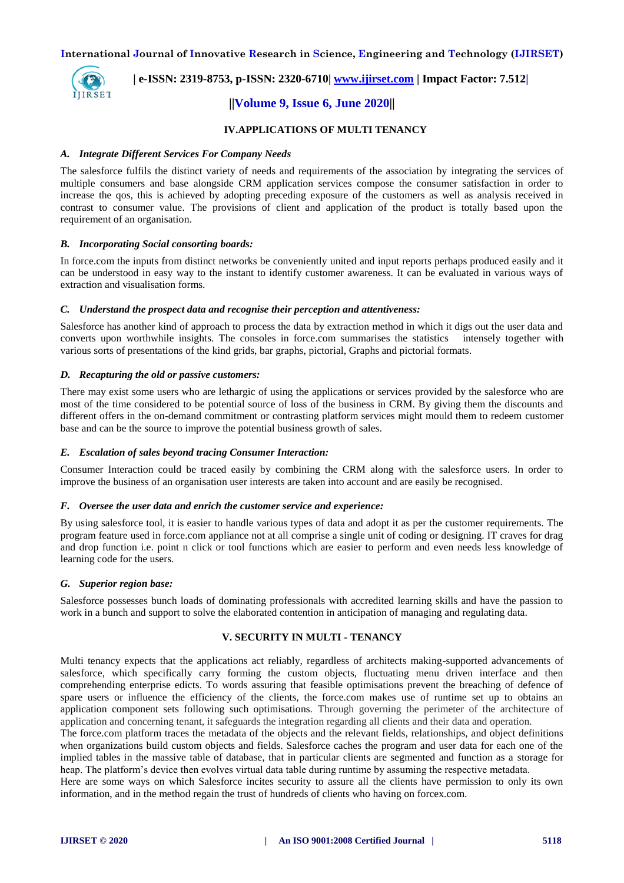## IV.APPLICATIONS OF MULTI TENANCY

### *A. Integrate Different Services For Company Needs*

The salesforce fulfils the distinct variety of needs and requirements of the association by integrating the services of multiple consumers and base alongside CRM application services compose the consumer satisfaction in order to increase the qos, this is achieved by adopting preceding exposure of the customers as well as analysis received in contrast to consumer value. The provisions of client and application of the product is totally based upon the requirement of an organisation.

### *B. Incorporating Social consorting boards:*

In force.com the inputs from distinct networks be conveniently united and input reports perhaps produced easily and it can be understood in easy way to the instant to identify customer awareness. It can be evaluated in various ways of extraction and visualisation forms.

### *C. Understand the prospect data and recognise their perception and attentiveness:*

Salesforce has another kind of approach to process the data by extraction method in which it digs out the user data and converts upon worthwhile insights. The consoles in force.com summarises the statistics intensely together with various sorts of presentations of the kind grids, bar graphs, pictorial, Graphs and pictorial formats.

### *D. Recapturing the old or passive customers:*

There may exist some users who are lethargic of using the applications or services provided by the salesforce who are most of the time considered to be potential source of loss of the business in CRM. By giving them the discounts and different offers in the on-demand commitment or contrasting platform services might mould them to redeem customer base and can be the source to improve the potential business growth of sales.

### *E. Escalation of sales beyond tracing Consumer Interaction:*

Consumer Interaction could be traced easily by combining the CRM along with the salesforce users. In order to improve the business of an organisation user interests are taken into account and are easily be recognised.

### *F. Oversee the user data and enrich the customer service and experience:*

By using salesforce tool, it is easier to handle various types of data and adopt it as per the customer requirements. The program feature used in force.com appliance not at all comprise a single unit of coding or designing. IT craves for drag and drop function i.e. point n click or tool functions which are easier to perform and even needs less knowledge of learning code for the users.

### *G. Superior region base:*

Salesforce possesses bunch loads of dominating professionals with accredited learning skills and have the passion to work in a bunch and support to solve the elaborated contention in anticipation of managing and regulating data.

## V. SECURITY IN MULTI - TENANCY

Multi tenancy expects that the applications act reliably, regardless of architects making-supported advancements of salesforce, which specifically carry forming the custom objects, fluctuating menu driven interface and then comprehending enterprise edicts. To words assuring that feasible optimisations prevent the breaching of defence of spare users or influence the efficiency of the clients, the force.com makes use of runtime set up to obtains an application component sets following such optimisations. Through governing the perimeter of the architecture of application and concerning tenant, it safeguards the integration regarding all clients and their data and operation.

The force.com platform traces the metadata of the objects and the relevant fields, relationships, and object definitions when organizations build custom objects and fields. Salesforce caches the program and user data for each one of the implied tables in the massive table of database, that in particular clients are segmented and function as a storage for heap. The platform's device then evolves virtual data table during runtime by assuming the respective metadata.

Here are some ways on which Salesforce incites security to assure all the clients have permission to only its own information, and in the method regain the trust of hundreds of clients who having on forcex.com.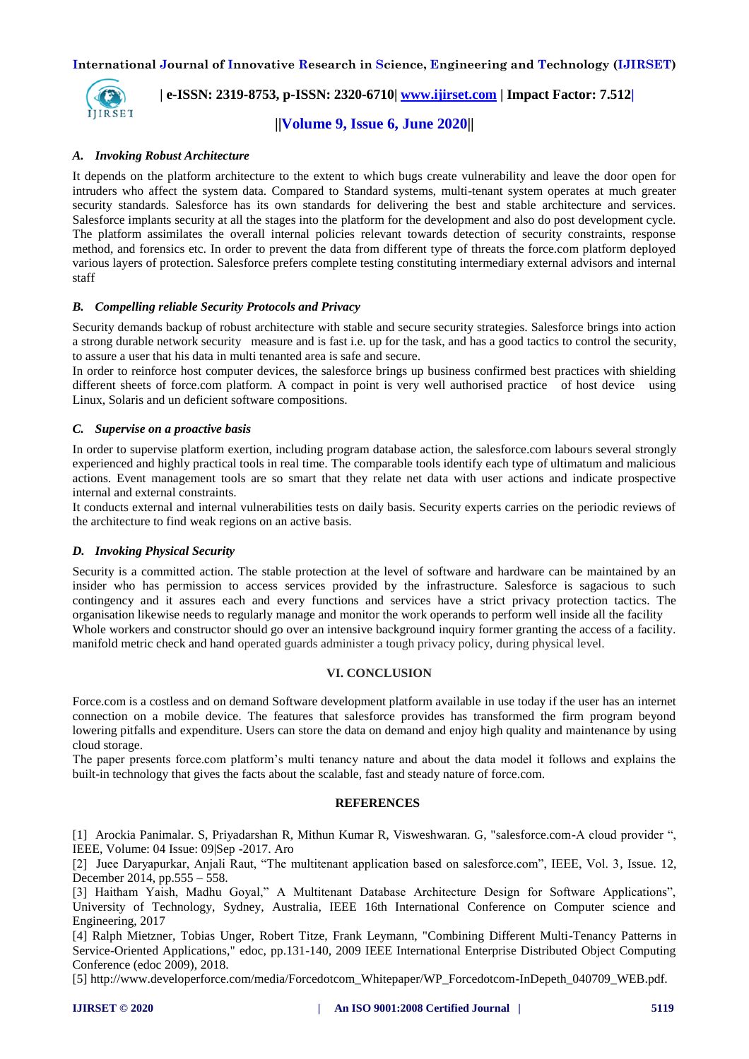### *A. Invoking Robust Architecture*

It depends on the platform architecture to the extent to which bugs create vulnerability and leave the door open for intruders who affect the system data. Compared to Standard systems, multi-tenant system operates at much greater security standards. Salesforce has its own standards for delivering the best and stable architecture and services. Salesforce implants security at all the stages into the platform for the development and also do post development cycle. The platform assimilates the overall internal policies relevant towards detection of security constraints, response method, and forensics etc. In order to prevent the data from different type of threats the force.com platform deployed various layers of protection. Salesforce prefers complete testing constituting intermediary external advisors and internal staff

### *B. Compelling reliable Security Protocols and Privacy*

Security demands backup of robust architecture with stable and secure security strategies. Salesforce brings into action a strong durable network security measure and is fast i.e. up for the task, and has a good tactics to control the security, to assure a user that his data in multi tenanted area is safe and secure.

In order to reinforce host computer devices, the salesforce brings up business confirmed best practices with shielding different sheets of force.com platform. A compact in point is very well authorised practice of host device using Linux, Solaris and un deficient software compositions.

### *C. Supervise on a proactive basis*

In order to supervise platform exertion, including program database action, the salesforce.com labours several strongly experienced and highly practical tools in real time. The comparable tools identify each type of ultimatum and malicious actions. Event management tools are so smart that they relate net data with user actions and indicate prospective internal and external constraints.

It conducts external and internal vulnerabilities tests on daily basis. Security experts carries on the periodic reviews of the architecture to find weak regions on an active basis.

### *D. Invoking Physical Security*

Security is a committed action. The stable protection at the level of software and hardware can be maintained by an insider who has permission to access services provided by the infrastructure. Salesforce is sagacious to such contingency and it assures each and every functions and services have a strict privacy protection tactics. The organisation likewise needs to regularly manage and monitor the work operands to perform well inside all the facility

Whole workers and constructor should go over an intensive background inquiry former granting the access of a facility. manifold metric check and hand operated guards administer a tough privacy policy, during physical level.

## VI. CONCLUSION

Force.com is a costless and on demand Software development platform available in use today if the user has an internet connection on a mobile device. The features that salesforce provides has transformed the firm program beyond lowering pitfalls and expenditure. Users can store the data on demand and enjoy high quality and maintenance by using cloud storage.

The paper presents force.com platform's multi tenancy nature and about the data model it follows and explains the built-in technology that gives the facts about the scalable, fast and steady nature of force.com.

## REFERENCES

[1] Arockia Panimalar. S, Priyadarshan R, Mithun Kumar R, Visweshwaran. G, "salesforce.com-A cloud provider ", IEEE, Volume: 04 Issue: 09|Sep -2017. Aro

[2] Juee Daryapurkar, Anjali Raut, "The multitenant application based on salesforce.com", IEEE, Vol. 3, Issue. 12, December 2014, pp.555 – 558.

[3] Haitham Yaish, Madhu Goyal," A Multitenant Database Architecture Design for Software Applications", University of Technology, Sydney, Australia, IEEE 16th International Conference on Computer science and Engineering, 2017

[4] Ralph Mietzner, Tobias Unger, Robert Titze, Frank Leymann, "Combining Different Multi-Tenancy Patterns in Service-Oriented Applications," edoc, pp.131-140, 2009 IEEE International Enterprise Distributed Object Computing Conference (edoc 2009), 2018.

[5] http://www.developerforce.com/media/Forcedotcom_Whitepaper/WP_Forcedotcom-InDepeth_040709_WEB.pdf.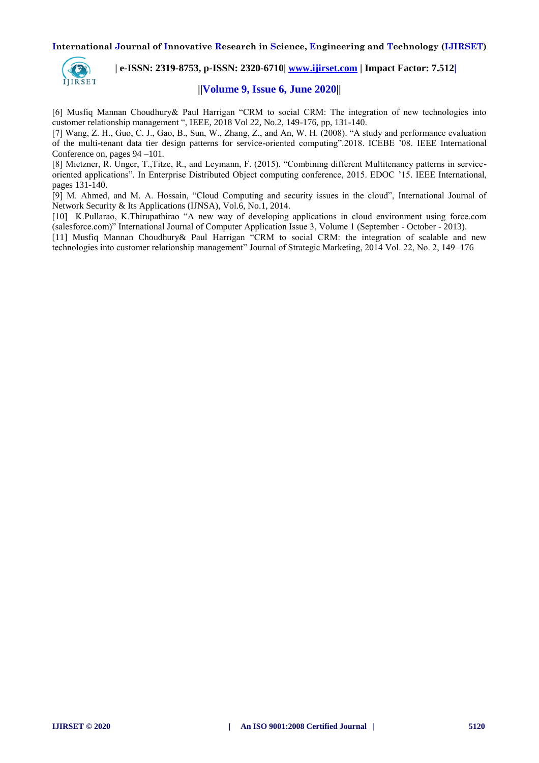[6] Musfiq Mannan Choudhury& Paul Harrigan "CRM to social CRM: The integration of new technologies into customer relationship management ", IEEE, 2018 Vol 22, No.2, 149-176, pp, 131-140.

[7] Wang, Z. H., Guo, C. J., Gao, B., Sun, W., Zhang, Z., and An, W. H. (2008). "A study and performance evaluation of the multi-tenant data tier design patterns for service-oriented computing".2018. ICEBE '08. IEEE International Conference on, pages 94 –101.

[8] Mietzner, R. Unger, T.,Titze, R., and Leymann, F. (2015). "Combining different Multitenancy patterns in service-oriented applications". In Enterprise Distributed Object computing conference, 2015. EDOC '15. IEEE International, pages 131-140.

[9] M. Ahmed, and M. A. Hossain, "Cloud Computing and security issues in the cloud", International Journal of Network Security & Its Applications (IJNSA), Vol.6, No.1, 2014.

[10] K.Pullarao, K.Thirupathirao "A new way of developing applications in cloud environment using force.com (salesforce.com)" International Journal of Computer Application Issue 3, Volume 1 (September - October - 2013).

[11] Musfiq Mannan Choudhury& Paul Harrigan "CRM to social CRM: the integration of scalable and new technologies into customer relationship management" Journal of Strategic Marketing, 2014 Vol. 22, No. 2, 149–176